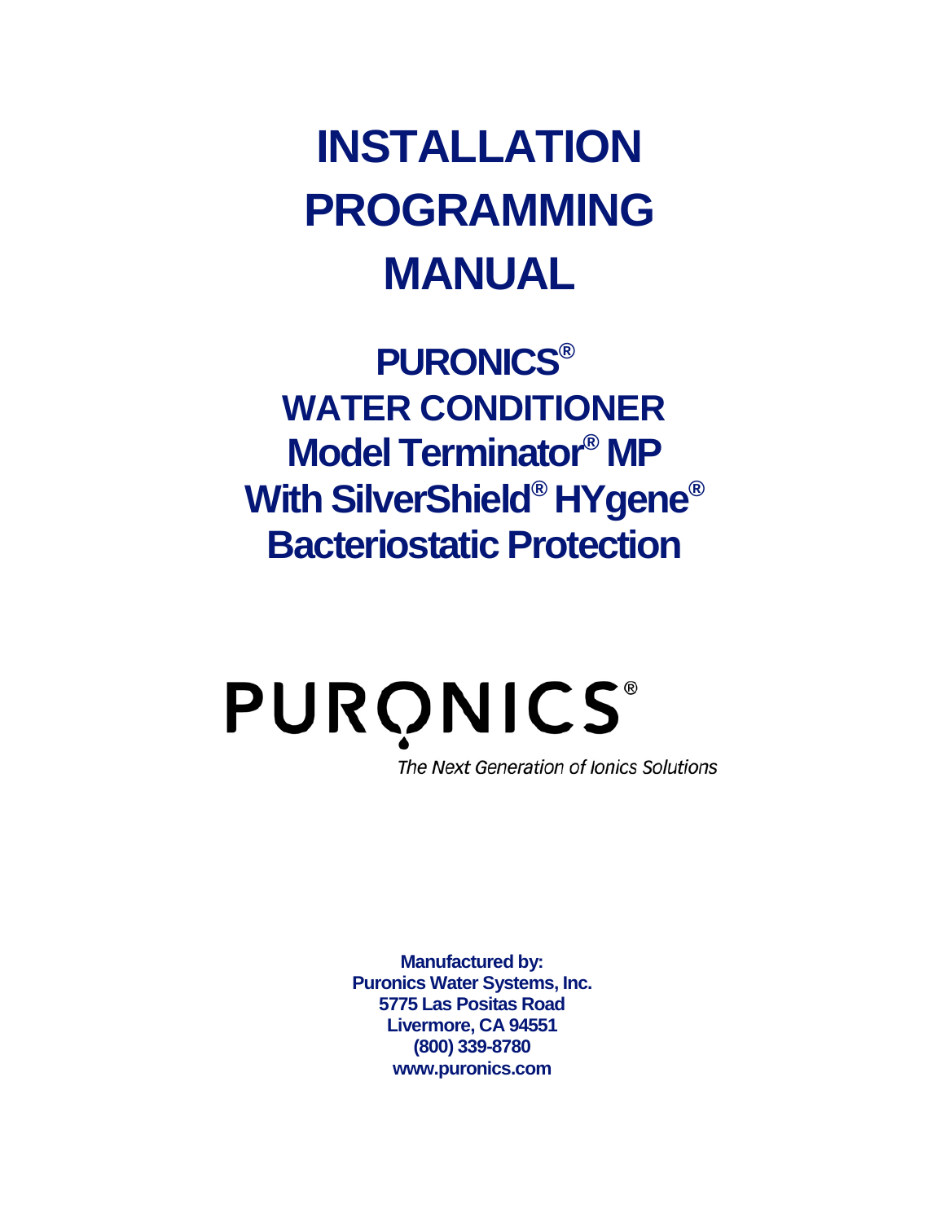# INSTALLATION PROGRAMMING MANUAL

## PURONICS®
## WATER CONDITIONER
## Model Terminator® MP
## With SilverShield® HYgene®
## Bacteriostatic Protection

PURONICS®

*The Next Generation of Ionics Solutions*

**Manufactured by:**
**Puronics Water Systems, Inc.**
**5775 Las Positas Road**
**Livermore, CA 94551**
**(800) 339-8780**
**www.puronics.com**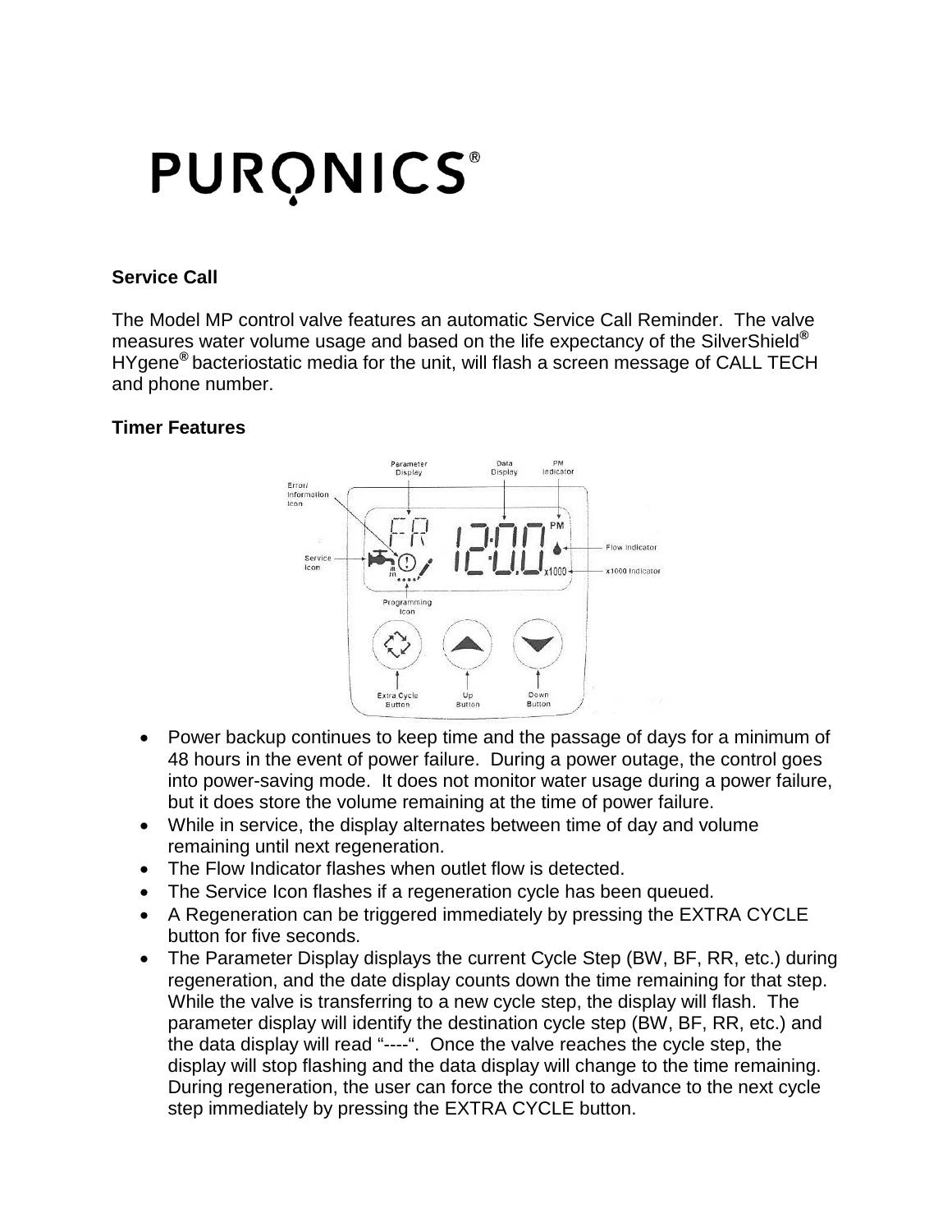# PURONICS®

### Service Call

The Model MP control valve features an automatic Service Call Reminder. The valve measures water volume usage and based on the life expectancy of the SilverShield® HYgene® bacteriostatic media for the unit, will flash a screen message of CALL TECH and phone number.

### Timer Features

- Power backup continues to keep time and the passage of days for a minimum of 48 hours in the event of power failure. During a power outage, the control goes into power-saving mode. It does not monitor water usage during a power failure, but it does store the volume remaining at the time of power failure.
- While in service, the display alternates between time of day and volume remaining until next regeneration.
- The Flow Indicator flashes when outlet flow is detected.
- The Service Icon flashes if a regeneration cycle has been queued.
- A Regeneration can be triggered immediately by pressing the EXTRA CYCLE button for five seconds.
- The Parameter Display displays the current Cycle Step (BW, BF, RR, etc.) during regeneration, and the date display counts down the time remaining for that step. While the valve is transferring to a new cycle step, the display will flash. The parameter display will identify the destination cycle step (BW, BF, RR, etc.) and the data display will read "----". Once the valve reaches the cycle step, the display will stop flashing and the data display will change to the time remaining. During regeneration, the user can force the control to advance to the next cycle step immediately by pressing the EXTRA CYCLE button.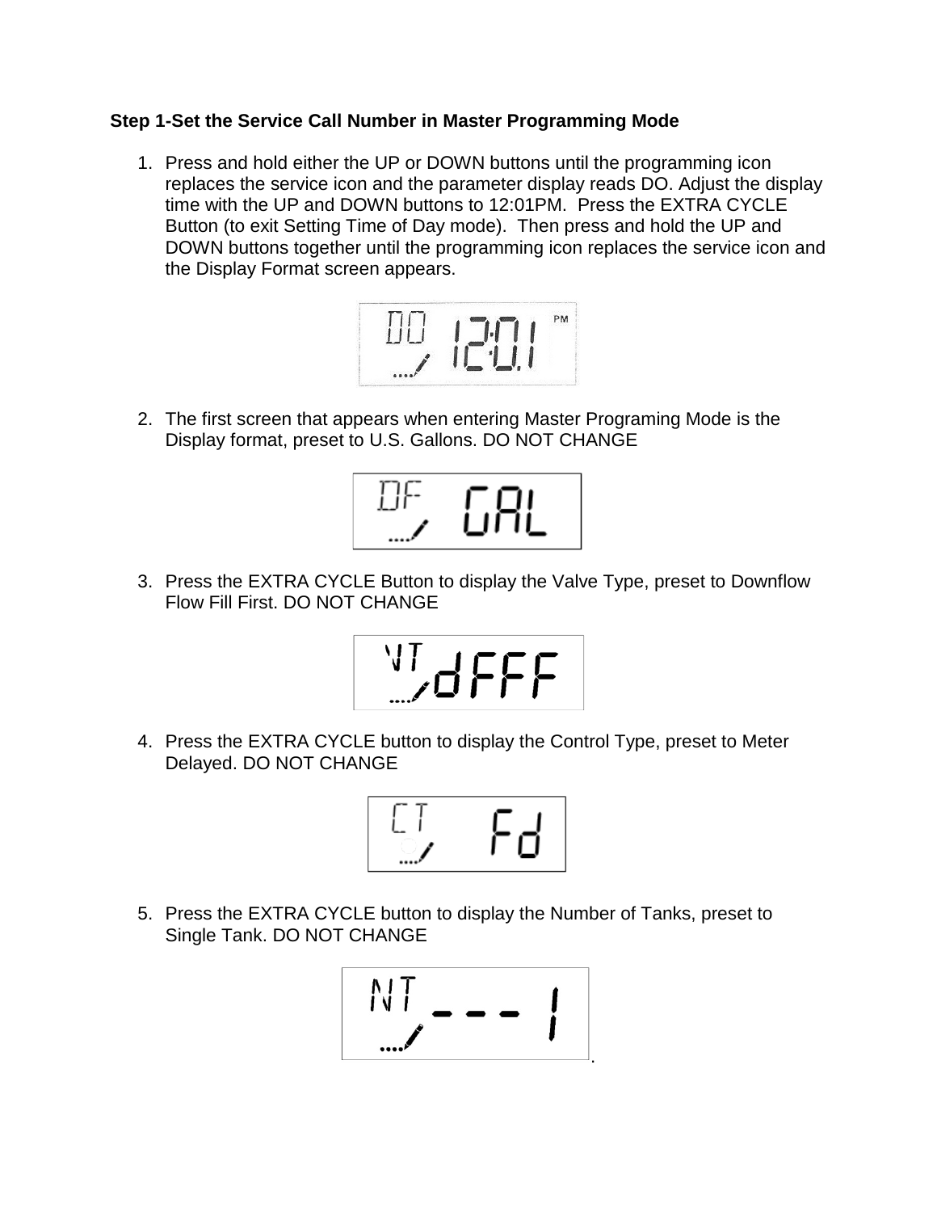**Step 1-Set the Service Call Number in Master Programming Mode**

1. Press and hold either the UP or DOWN buttons until the programming icon replaces the service icon and the parameter display reads DO. Adjust the display time with the UP and DOWN buttons to 12:01PM. Press the EXTRA CYCLE Button (to exit Setting Time of Day mode). Then press and hold the UP and DOWN buttons together until the programming icon replaces the service icon and the Display Format screen appears.

2. The first screen that appears when entering Master Programing Mode is the Display format, preset to U.S. Gallons. DO NOT CHANGE

3. Press the EXTRA CYCLE Button to display the Valve Type, preset to Downflow Flow Fill First. DO NOT CHANGE

4. Press the EXTRA CYCLE button to display the Control Type, preset to Meter Delayed. DO NOT CHANGE

5. Press the EXTRA CYCLE button to display the Number of Tanks, preset to Single Tank. DO NOT CHANGE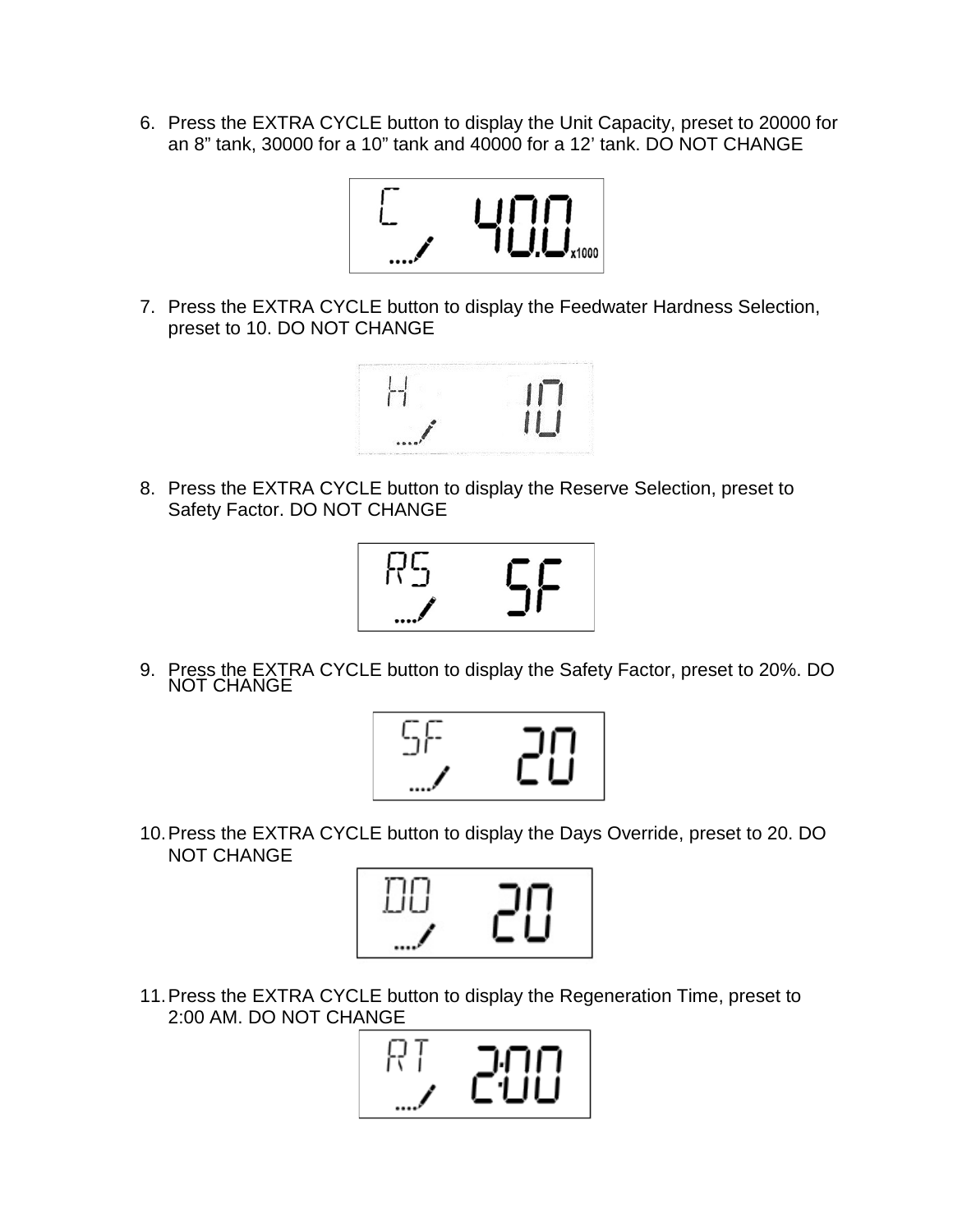6. Press the EXTRA CYCLE button to display the Unit Capacity, preset to 20000 for an 8” tank, 30000 for a 10” tank and 40000 for a 12’ tank. DO NOT CHANGE

7. Press the EXTRA CYCLE button to display the Feedwater Hardness Selection, preset to 10. DO NOT CHANGE

8. Press the EXTRA CYCLE button to display the Reserve Selection, preset to Safety Factor. DO NOT CHANGE

9. Press the EXTRA CYCLE button to display the Safety Factor, preset to 20%. DO NOT CHANGE

10. Press the EXTRA CYCLE button to display the Days Override, preset to 20. DO NOT CHANGE

11. Press the EXTRA CYCLE button to display the Regeneration Time, preset to 2:00 AM. DO NOT CHANGE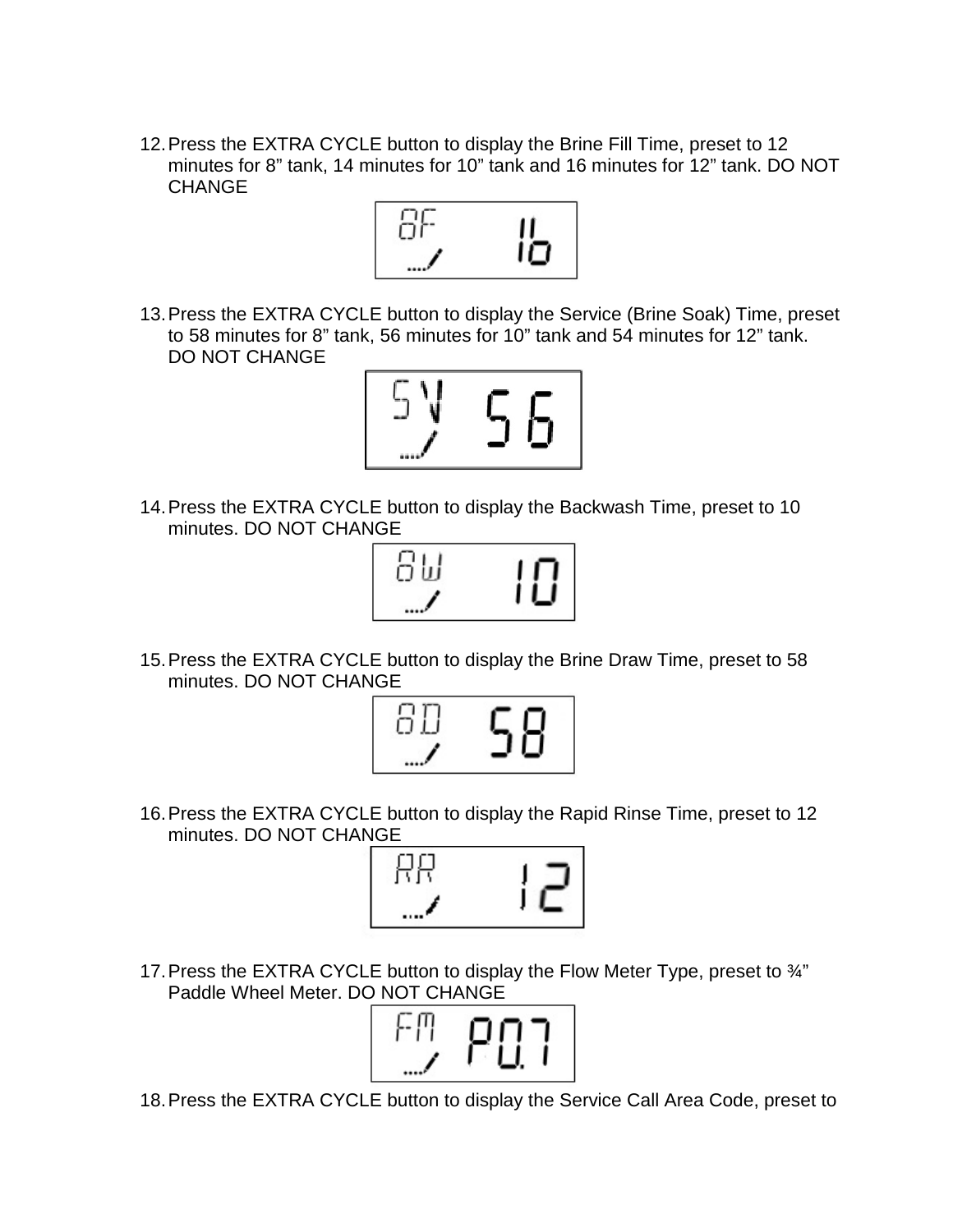12. Press the EXTRA CYCLE button to display the Brine Fill Time, preset to 12 minutes for 8" tank, 14 minutes for 10" tank and 16 minutes for 12" tank. DO NOT CHANGE

13. Press the EXTRA CYCLE button to display the Service (Brine Soak) Time, preset to 58 minutes for 8" tank, 56 minutes for 10" tank and 54 minutes for 12" tank. DO NOT CHANGE

14. Press the EXTRA CYCLE button to display the Backwash Time, preset to 10 minutes. DO NOT CHANGE

15. Press the EXTRA CYCLE button to display the Brine Draw Time, preset to 58 minutes. DO NOT CHANGE

16. Press the EXTRA CYCLE button to display the Rapid Rinse Time, preset to 12 minutes. DO NOT CHANGE

17. Press the EXTRA CYCLE button to display the Flow Meter Type, preset to ¾" Paddle Wheel Meter. DO NOT CHANGE

18. Press the EXTRA CYCLE button to display the Service Call Area Code, preset to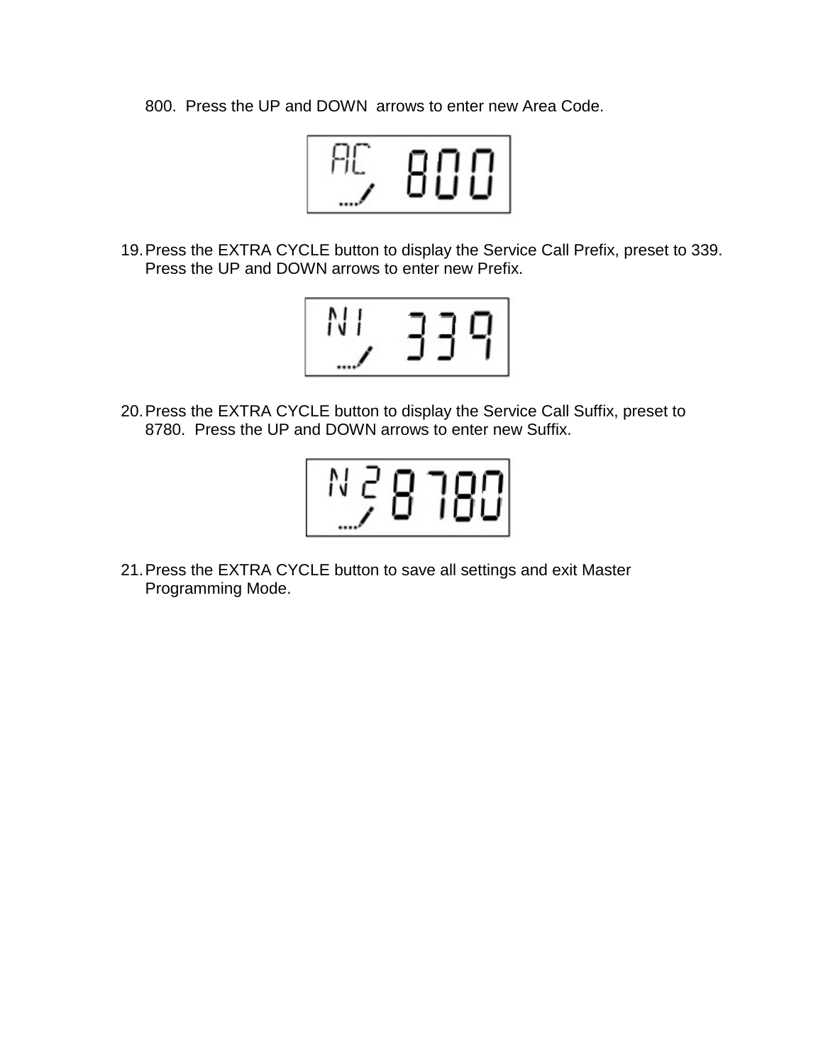800. Press the UP and DOWN arrows to enter new Area Code.

19. Press the EXTRA CYCLE button to display the Service Call Prefix, preset to 339. Press the UP and DOWN arrows to enter new Prefix.

20. Press the EXTRA CYCLE button to display the Service Call Suffix, preset to 8780. Press the UP and DOWN arrows to enter new Suffix.

21. Press the EXTRA CYCLE button to save all settings and exit Master Programming Mode.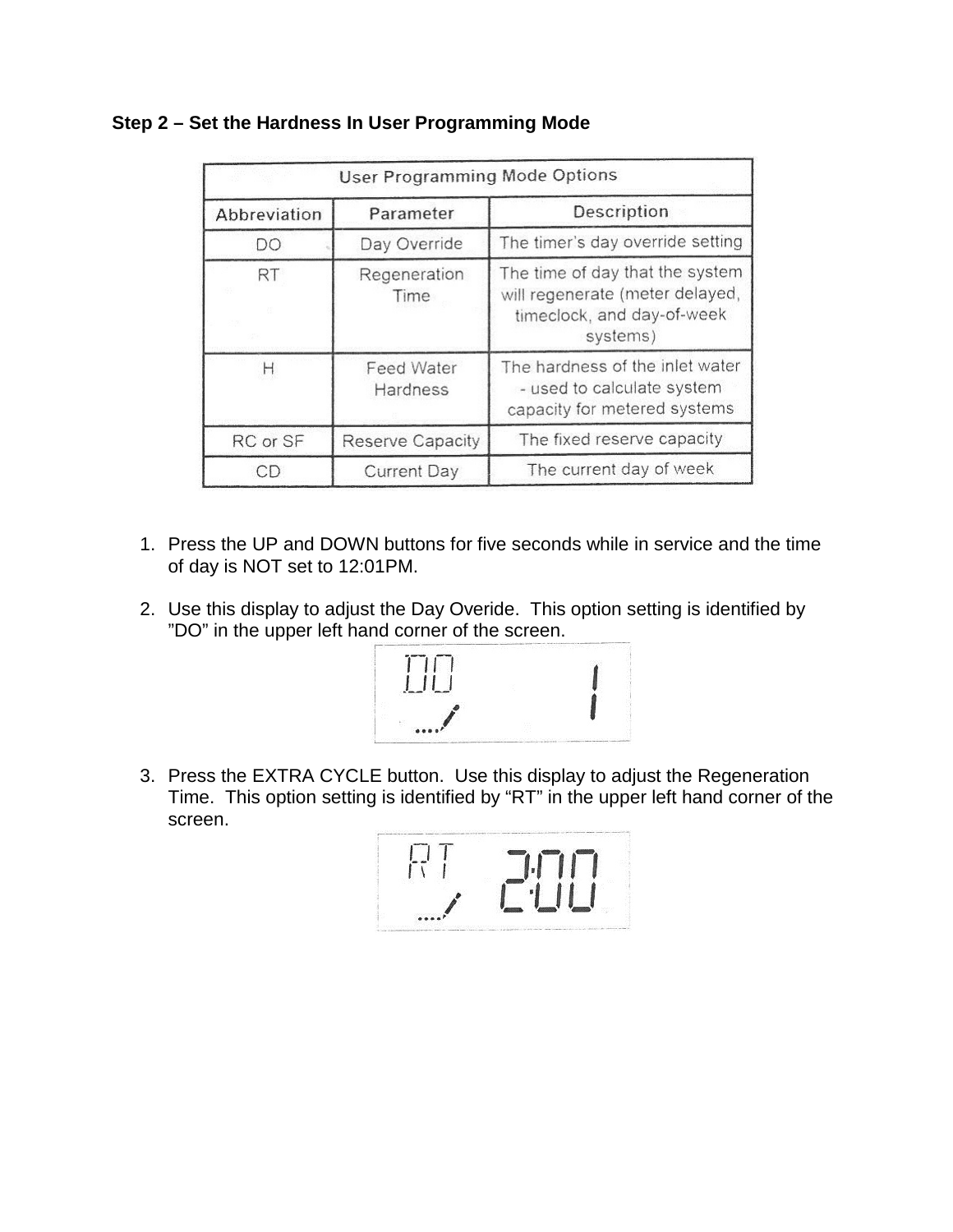**Step 2 – Set the Hardness In User Programming Mode**

| User Programming Mode Options | | |
|---|---|---|
| Abbreviation | Parameter | Description |
| DO | Day Override | The timer's day override setting |
| RT | Regeneration Time | The time of day that the system will regenerate (meter delayed, timeclock, and day-of-week systems) |
| H | Feed Water Hardness | The hardness of the inlet water - used to calculate system capacity for metered systems |
| RC or SF | Reserve Capacity | The fixed reserve capacity |
| CD | Current Day | The current day of week |

1. Press the UP and DOWN buttons for five seconds while in service and the time of day is NOT set to 12:01PM.

2. Use this display to adjust the Day Overide. This option setting is identified by "DO" in the upper left hand corner of the screen.

   DO 1

3. Press the EXTRA CYCLE button. Use this display to adjust the Regeneration Time. This option setting is identified by "RT" in the upper left hand corner of the screen.

   RT 2:00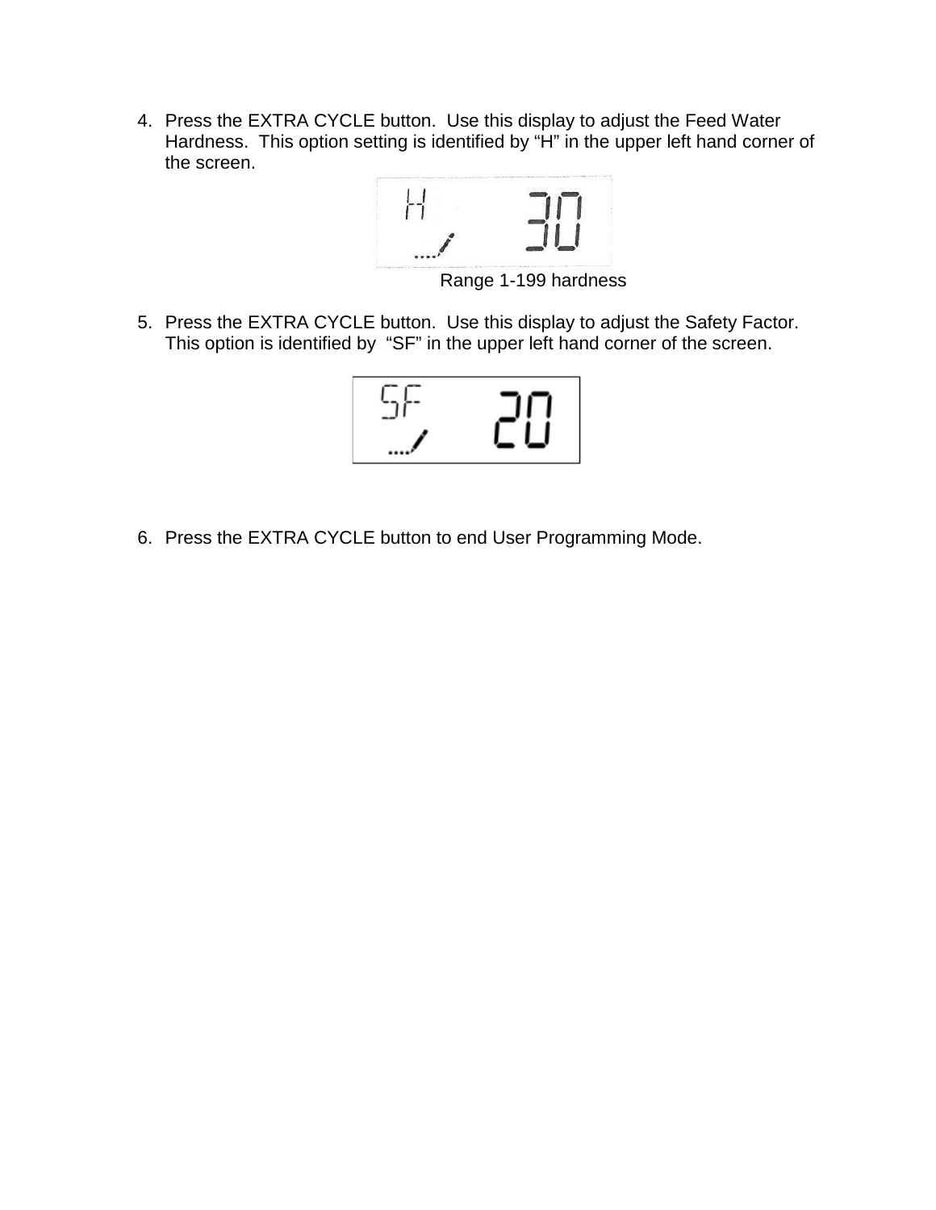4. Press the EXTRA CYCLE button. Use this display to adjust the Feed Water Hardness. This option setting is identified by “H” in the upper left hand corner of the screen.

   Range 1-199 hardness

5. Press the EXTRA CYCLE button. Use this display to adjust the Safety Factor. This option is identified by “SF” in the upper left hand corner of the screen.

6. Press the EXTRA CYCLE button to end User Programming Mode.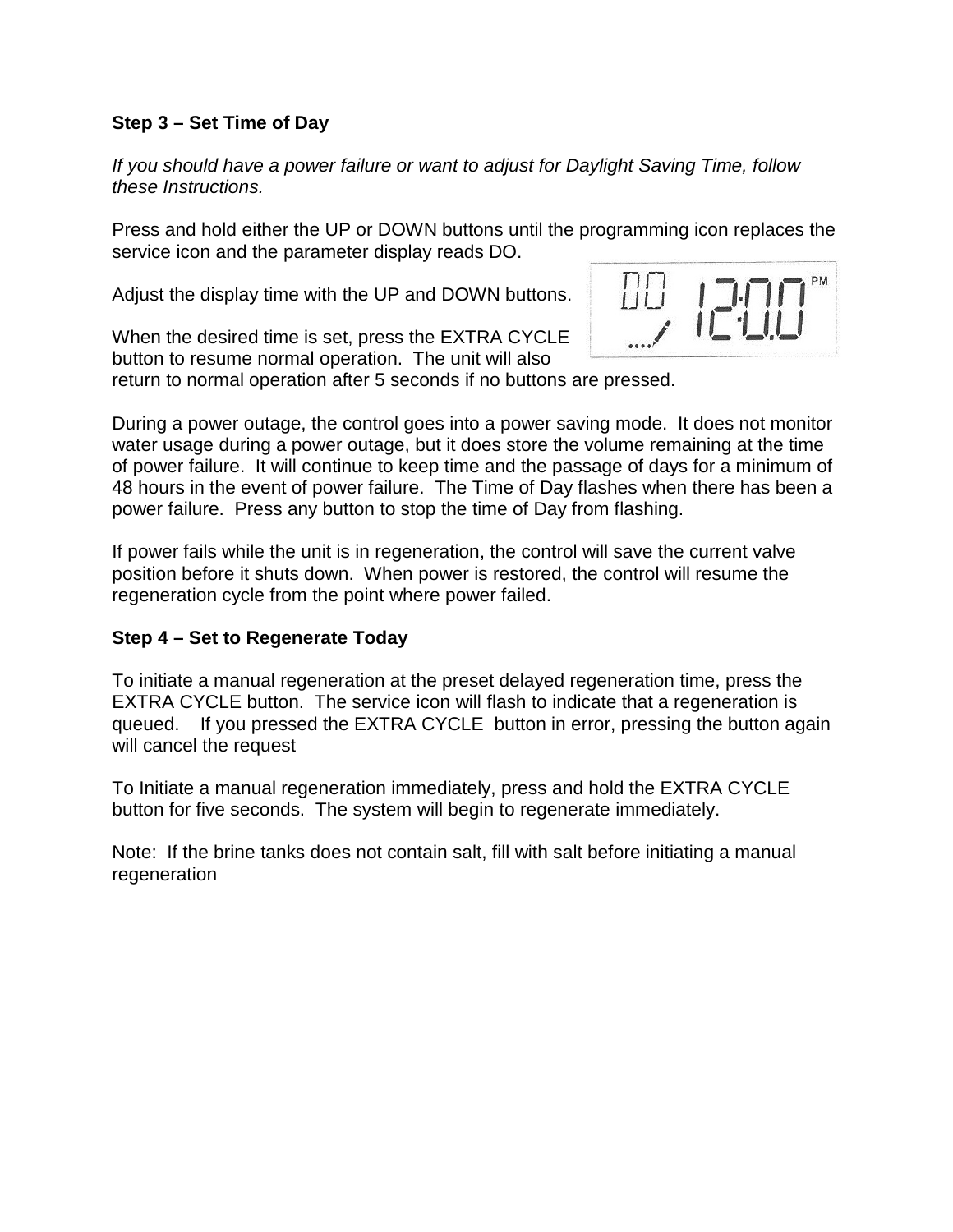**Step 3 – Set Time of Day**

*If you should have a power failure or want to adjust for Daylight Saving Time, follow these Instructions.*

Press and hold either the UP or DOWN buttons until the programming icon replaces the service icon and the parameter display reads DO.

Adjust the display time with the UP and DOWN buttons.

When the desired time is set, press the EXTRA CYCLE button to resume normal operation. The unit will also return to normal operation after 5 seconds if no buttons are pressed.

During a power outage, the control goes into a power saving mode. It does not monitor water usage during a power outage, but it does store the volume remaining at the time of power failure. It will continue to keep time and the passage of days for a minimum of 48 hours in the event of power failure. The Time of Day flashes when there has been a power failure. Press any button to stop the time of Day from flashing.

If power fails while the unit is in regeneration, the control will save the current valve position before it shuts down. When power is restored, the control will resume the regeneration cycle from the point where power failed.

**Step 4 – Set to Regenerate Today**

To initiate a manual regeneration at the preset delayed regeneration time, press the EXTRA CYCLE button. The service icon will flash to indicate that a regeneration is queued. If you pressed the EXTRA CYCLE button in error, pressing the button again will cancel the request

To Initiate a manual regeneration immediately, press and hold the EXTRA CYCLE button for five seconds. The system will begin to regenerate immediately.

Note: If the brine tanks does not contain salt, fill with salt before initiating a manual regeneration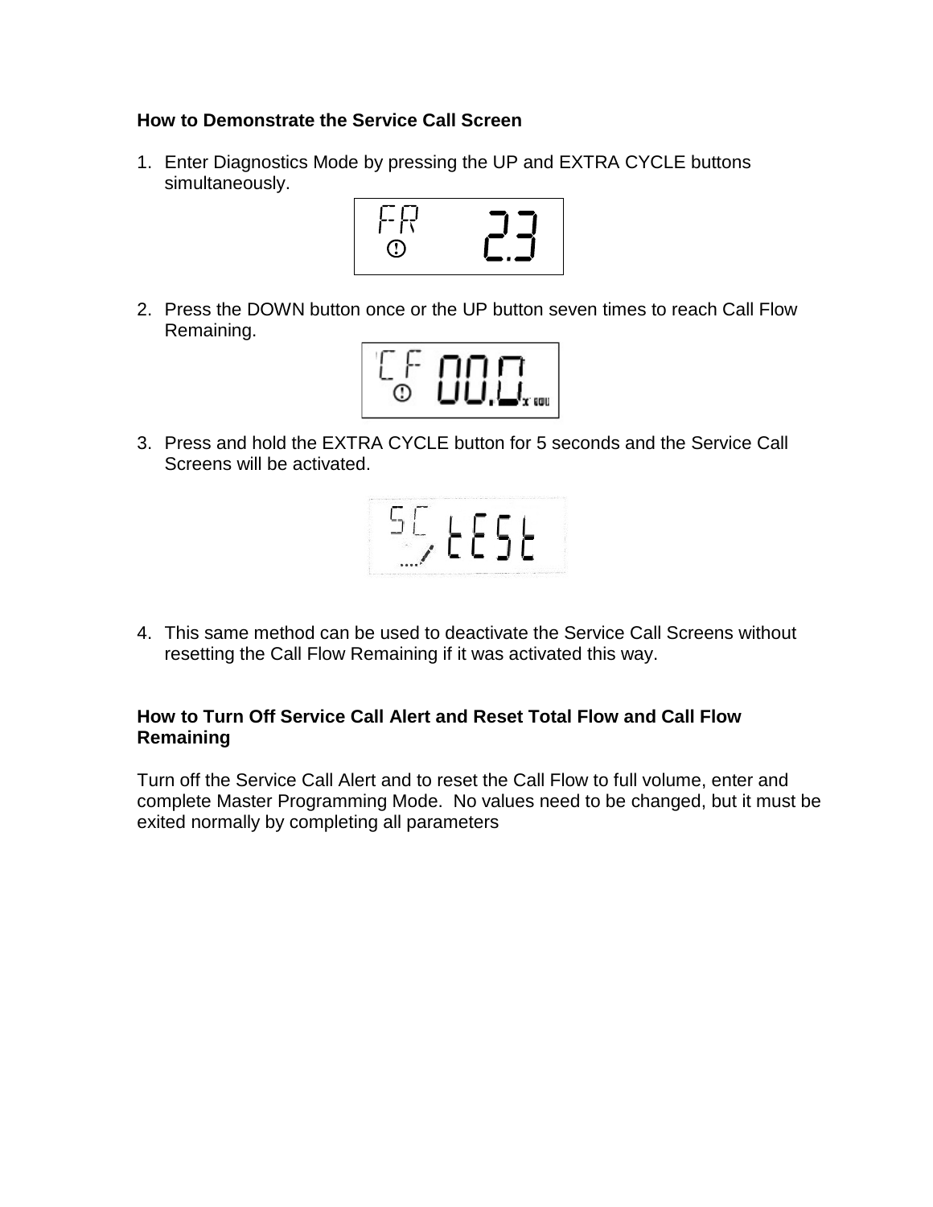### How to Demonstrate the Service Call Screen

1. Enter Diagnostics Mode by pressing the UP and EXTRA CYCLE buttons simultaneously.

2. Press the DOWN button once or the UP button seven times to reach Call Flow Remaining.

3. Press and hold the EXTRA CYCLE button for 5 seconds and the Service Call Screens will be activated.

4. This same method can be used to deactivate the Service Call Screens without resetting the Call Flow Remaining if it was activated this way.

### How to Turn Off Service Call Alert and Reset Total Flow and Call Flow Remaining

Turn off the Service Call Alert and to reset the Call Flow to full volume, enter and complete Master Programming Mode. No values need to be changed, but it must be exited normally by completing all parameters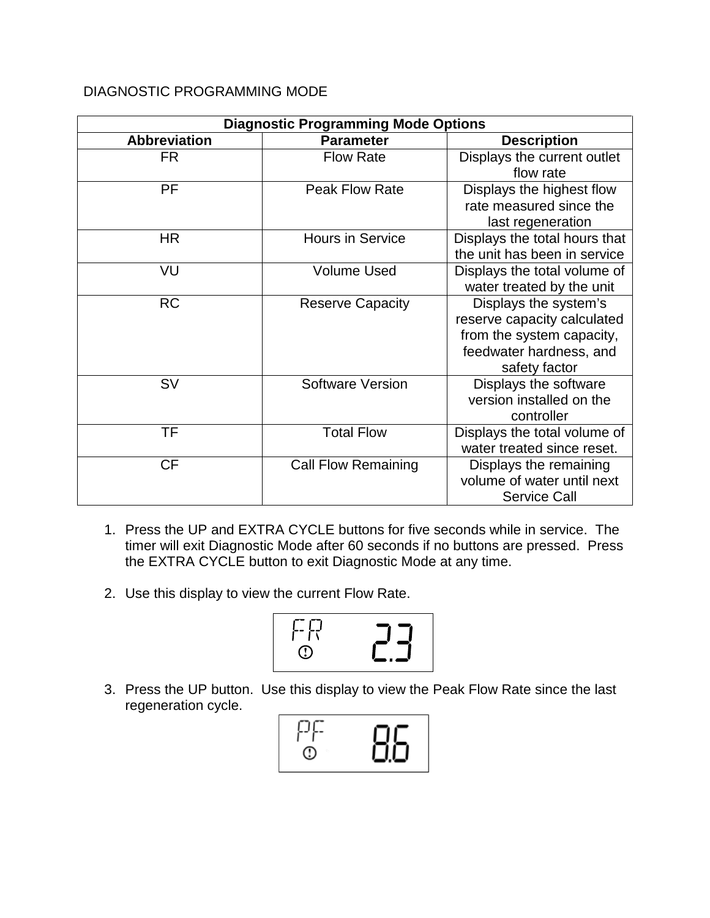DIAGNOSTIC PROGRAMMING MODE

| Diagnostic Programming Mode Options | | |
|---|---|---|
| **Abbreviation** | **Parameter** | **Description** |
| FR | Flow Rate | Displays the current outlet flow rate |
| PF | Peak Flow Rate | Displays the highest flow rate measured since the last regeneration |
| HR | Hours in Service | Displays the total hours that the unit has been in service |
| VU | Volume Used | Displays the total volume of water treated by the unit |
| RC | Reserve Capacity | Displays the system's reserve capacity calculated from the system capacity, feedwater hardness, and safety factor |
| SV | Software Version | Displays the software version installed on the controller |
| TF | Total Flow | Displays the total volume of water treated since reset. |
| CF | Call Flow Remaining | Displays the remaining volume of water until next Service Call |

1. Press the UP and EXTRA CYCLE buttons for five seconds while in service. The timer will exit Diagnostic Mode after 60 seconds if no buttons are pressed. Press the EXTRA CYCLE button to exit Diagnostic Mode at any time.

2. Use this display to view the current Flow Rate.

   FR 2.3

3. Press the UP button. Use this display to view the Peak Flow Rate since the last regeneration cycle.

   PF 8.6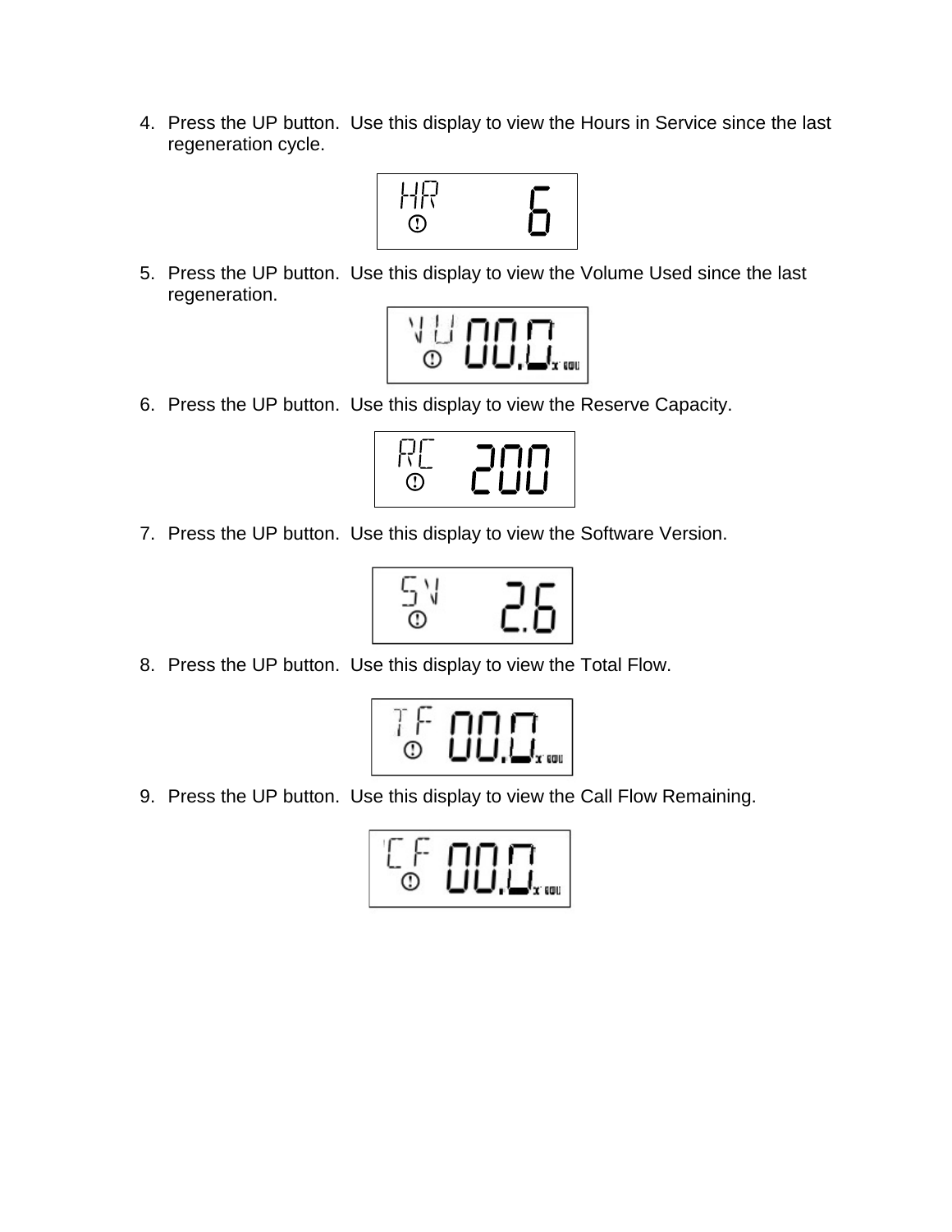4. Press the UP button. Use this display to view the Hours in Service since the last regeneration cycle.

HR
6

5. Press the UP button. Use this display to view the Volume Used since the last regeneration.

VU
00.0

6. Press the UP button. Use this display to view the Reserve Capacity.

RC
200

7. Press the UP button. Use this display to view the Software Version.

SV
2.6

8. Press the UP button. Use this display to view the Total Flow.

TF
00.0

9. Press the UP button. Use this display to view the Call Flow Remaining.

CF
00.0